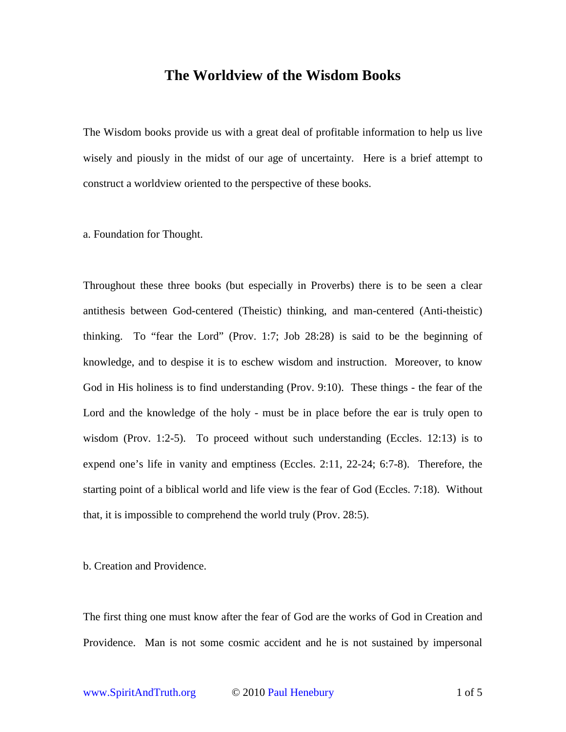# The Worldview of the Wisdom Books

The Wisdom books provide us with a great deal of profitable information to help us live wisely and piously in the midst of our age of uncertainty. Here is a brief attempt to construct a worldview oriented to the perspective of these books.

a. Foundation for Thought.

Throughout these three books (but especially in Proverbs) there is to be seen a clear antithesis between God-centered (Theistic) thinking, and man-centered (Anti-theistic) thinking. To "fear the Lord" (Prov. 1:7; Job 28:28) is said to be the beginning of knowledge, and to despise it is to eschew wisdom and instruction. Moreover, to know God in His holiness is to find understanding (Prov. 9:10). These things - the fear of the Lord and the knowledge of the holy - must be in place before the ear is truly open to wisdom (Prov. 1:2-5). To proceed without such understanding (Eccles. 12:13) is to expend one's life in vanity and emptiness (Eccles. 2:11, 22-24; 6:7-8). Therefore, the starting point of a biblical world and life view is the fear of God (Eccles. 7:18). Without that, it is impossible to comprehend the world truly (Prov. 28:5).

b. Creation and Providence.

The first thing one must know after the fear of God are the works of God in Creation and Providence. Man is not some cosmic accident and he is not sustained by impersonal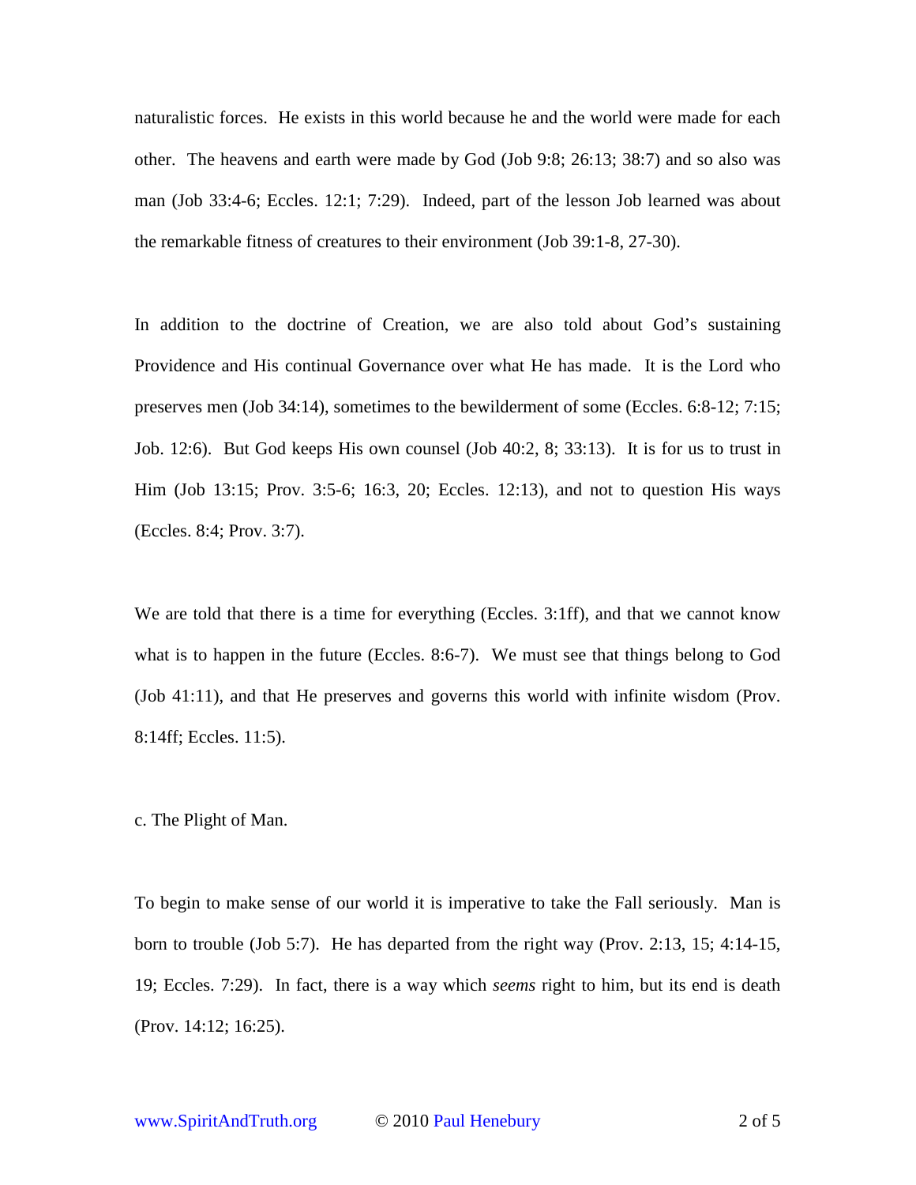naturalistic forces. He exists in this world because he and the world were made for each other. The heavens and earth were made by God (Job 9:8; 26:13; 38:7) and so also was man (Job 33:4-6; Eccles. 12:1; 7:29). Indeed, part of the lesson Job learned was about the remarkable fitness of creatures to their environment (Job 39:1-8, 27-30).

In addition to the doctrine of Creation, we are also told about God's sustaining Providence and His continual Governance over what He has made. It is the Lord who preserves men (Job 34:14), sometimes to the bewilderment of some (Eccles. 6:8-12; 7:15; Job. 12:6). But God keeps His own counsel (Job 40:2, 8; 33:13). It is for us to trust in Him (Job 13:15; Prov. 3:5-6; 16:3, 20; Eccles. 12:13), and not to question His ways (Eccles. 8:4; Prov. 3:7).

We are told that there is a time for everything (Eccles. 3:1ff), and that we cannot know what is to happen in the future (Eccles. 8:6-7). We must see that things belong to God (Job 41:11), and that He preserves and governs this world with infinite wisdom (Prov. 8:14ff; Eccles. 11:5).

### c. The Plight of Man.

To begin to make sense of our world it is imperative to take the Fall seriously. Man is born to trouble (Job 5:7). He has departed from the right way (Prov. 2:13, 15; 4:14-15, 19; Eccles. 7:29). In fact, there is a way which *seems* right to him, but its end is death (Prov. 14:12; 16:25).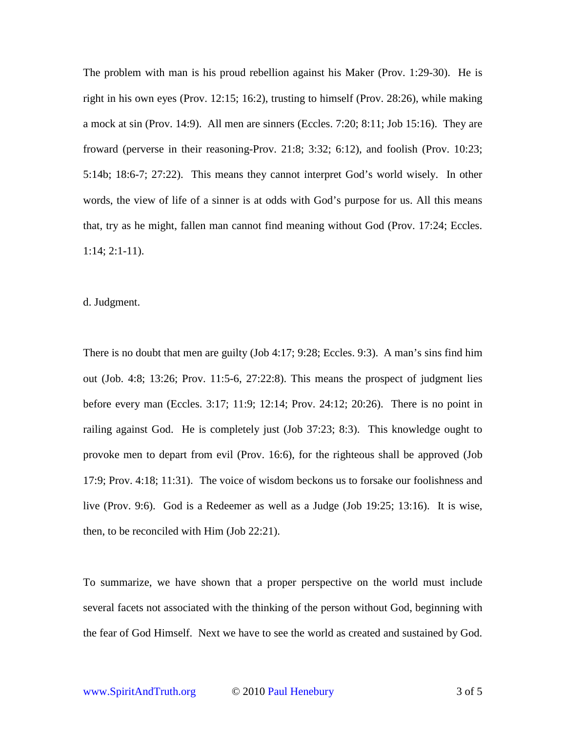The problem with man is his proud rebellion against his Maker (Prov. 1:29-30). He is right in his own eyes (Prov. 12:15; 16:2), trusting to himself (Prov. 28:26), while making a mock at sin (Prov. 14:9). All men are sinners (Eccles. 7:20; 8:11; Job 15:16). They are froward (perverse in their reasoning-Prov. 21:8; 3:32; 6:12), and foolish (Prov. 10:23; 5:14b; 18:6-7; 27:22). This means they cannot interpret God's world wisely. In other words, the view of life of a sinner is at odds with God's purpose for us. All this means that, try as he might, fallen man cannot find meaning without God (Prov. 17:24; Eccles. 1:14; 2:1-11).

d. Judgment.

There is no doubt that men are guilty (Job 4:17; 9:28; Eccles. 9:3). A man's sins find him out (Job. 4:8; 13:26; Prov. 11:5-6, 27:22:8). This means the prospect of judgment lies before every man (Eccles. 3:17; 11:9; 12:14; Prov. 24:12; 20:26). There is no point in railing against God. He is completely just (Job 37:23; 8:3). This knowledge ought to provoke men to depart from evil (Prov. 16:6), for the righteous shall be approved (Job 17:9; Prov. 4:18; 11:31). The voice of wisdom beckons us to forsake our foolishness and live (Prov. 9:6). God is a Redeemer as well as a Judge (Job 19:25; 13:16). It is wise, then, to be reconciled with Him (Job 22:21).

To summarize, we have shown that a proper perspective on the world must include several facets not associated with the thinking of the person without God, beginning with the fear of God Himself. Next we have to see the world as created and sustained by God.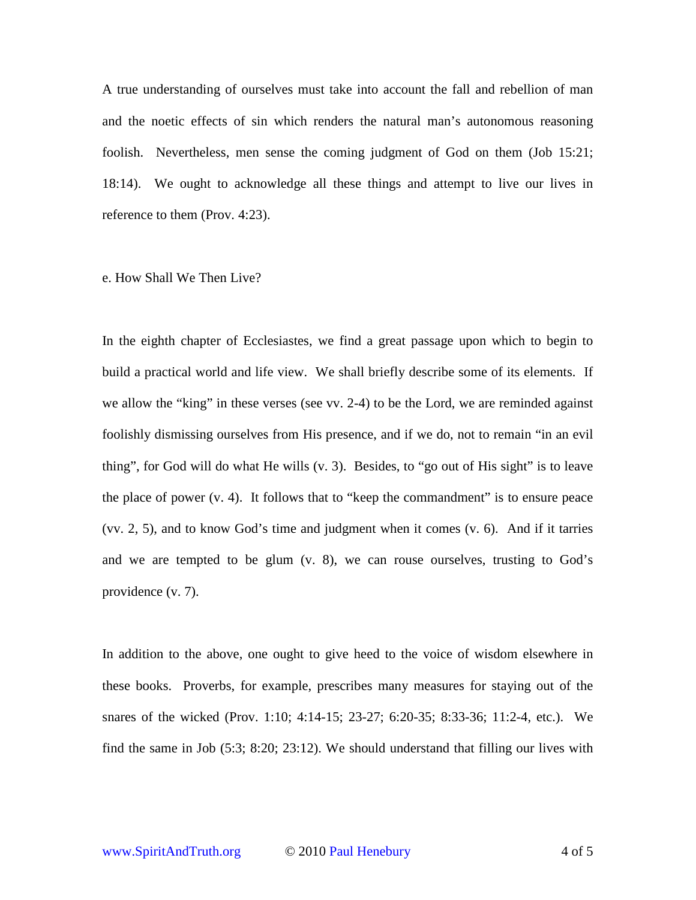A true understanding of ourselves must take into account the fall and rebellion of man and the noetic effects of sin which renders the natural man's autonomous reasoning foolish. Nevertheless, men sense the coming judgment of God on them (Job 15:21; 18:14). We ought to acknowledge all these things and attempt to live our lives in reference to them (Prov. 4:23).

e. How Shall We Then Live?

In the eighth chapter of Ecclesiastes, we find a great passage upon which to begin to build a practical world and life view. We shall briefly describe some of its elements. If we allow the "king" in these verses (see vv. 2-4) to be the Lord, we are reminded against foolishly dismissing ourselves from His presence, and if we do, not to remain "in an evil thing", for God will do what He wills (v. 3). Besides, to "go out of His sight" is to leave the place of power (v. 4). It follows that to "keep the commandment" is to ensure peace (vv. 2, 5), and to know God's time and judgment when it comes (v. 6). And if it tarries and we are tempted to be glum (v. 8), we can rouse ourselves, trusting to God's providence (v. 7).

In addition to the above, one ought to give heed to the voice of wisdom elsewhere in these books. Proverbs, for example, prescribes many measures for staying out of the snares of the wicked (Prov. 1:10; 4:14-15; 23-27; 6:20-35; 8:33-36; 11:2-4, etc.). We find the same in Job (5:3; 8:20; 23:12). We should understand that filling our lives with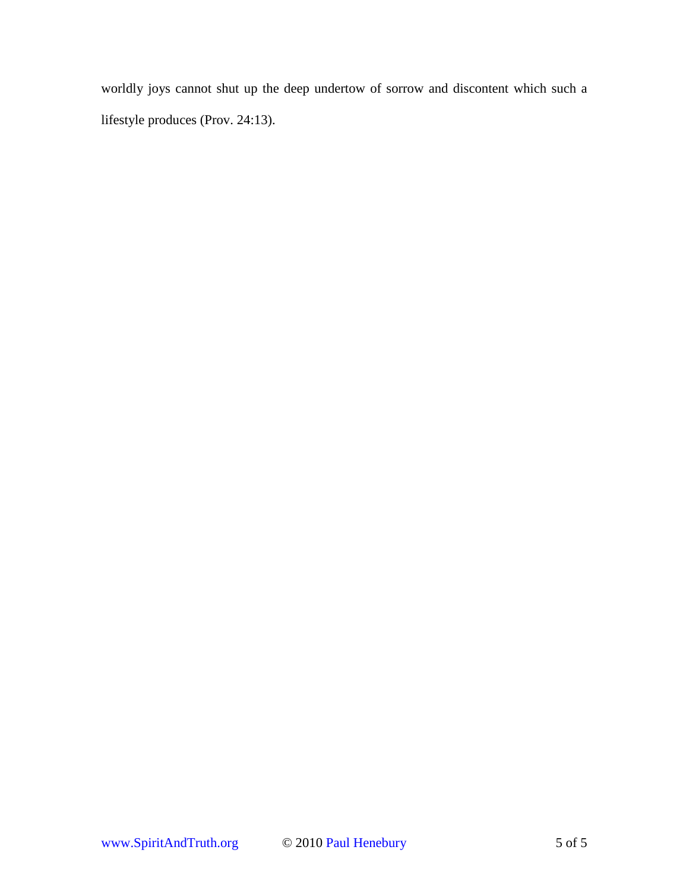worldly joys cannot shut up the deep undertow of sorrow and discontent which such a lifestyle produces (Prov. 24:13).